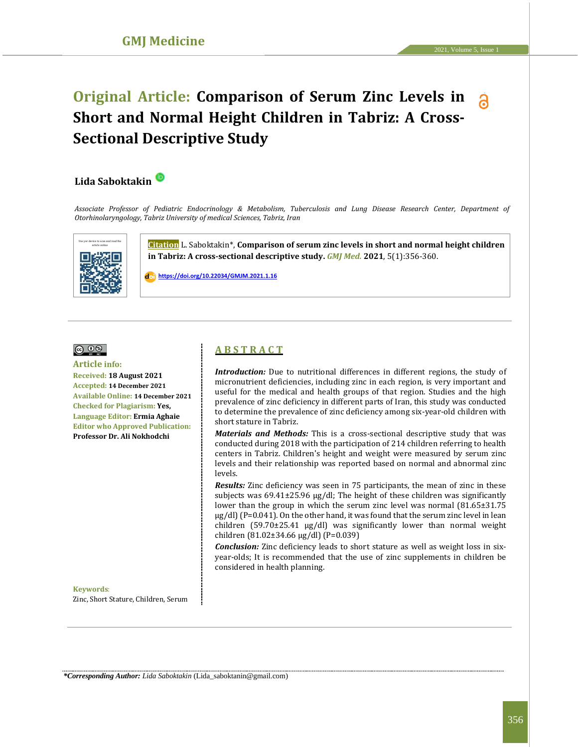# Original Article: Comparison of Serum Zinc Levels in Short and Normal Height Children in Tabriz: A Cross-Sectional Descriptive Study

**Lida Saboktakin**

*Associate Professor of Pediatric Endocrinology & Metabolism, Tuberculosis and Lung Disease Research Center, Department of Otorhinolaryngology, Tabriz University of medical Sciences, Tabriz, Iran*

Use your device to scan and read the article online

**Citation** L. Saboktakin*, **Comparison of serum zinc levels in short and normal height children in Tabriz: A cross-sectional descriptive study.** *GMJ Med.* **2021**, 5(1):356-360.

https://doi.org/10.22034/GMJM.2021.1.16

**Article info:**

**Received:** 18 August 2021

**Accepted:** 14 December 2021

**Available Online:** 14 December 2021

**Checked for Plagiarism:** Yes,

**Language Editor:** Ermia Aghaie

**Editor who Approved Publication:** Professor Dr. Ali Nokhodchi

**Keywords**:

Zinc, Short Stature, Children, Serum

## ABSTRACT

***Introduction:*** Due to nutritional differences in different regions, the study of micronutrient deficiencies, including zinc in each region, is very important and useful for the medical and health groups of that region. Studies and the high prevalence of zinc deficiency in different parts of Iran, this study was conducted to determine the prevalence of zinc deficiency among six-year-old children with short stature in Tabriz.

***Materials and Methods:*** This is a cross-sectional descriptive study that was conducted during 2018 with the participation of 214 children referring to health centers in Tabriz. Children's height and weight were measured by serum zinc levels and their relationship was reported based on normal and abnormal zinc levels.

***Results:*** Zinc deficiency was seen in 75 participants, the mean of zinc in these subjects was 69.41±25.96 μg/dl; The height of these children was significantly lower than the group in which the serum zinc level was normal (81.65±31.75 μg/dl) (P=0.041). On the other hand, it was found that the serum zinc level in lean children (59.70±25.41 μg/dl) was significantly lower than normal weight children (81.02±34.66 μg/dl) (P=0.039)

***Conclusion:*** Zinc deficiency leads to short stature as well as weight loss in six-year-olds; It is recommended that the use of zinc supplements in children be considered in health planning.

***Corresponding Author:** *Lida Saboktakin* (Lida_saboktanin@gmail.com)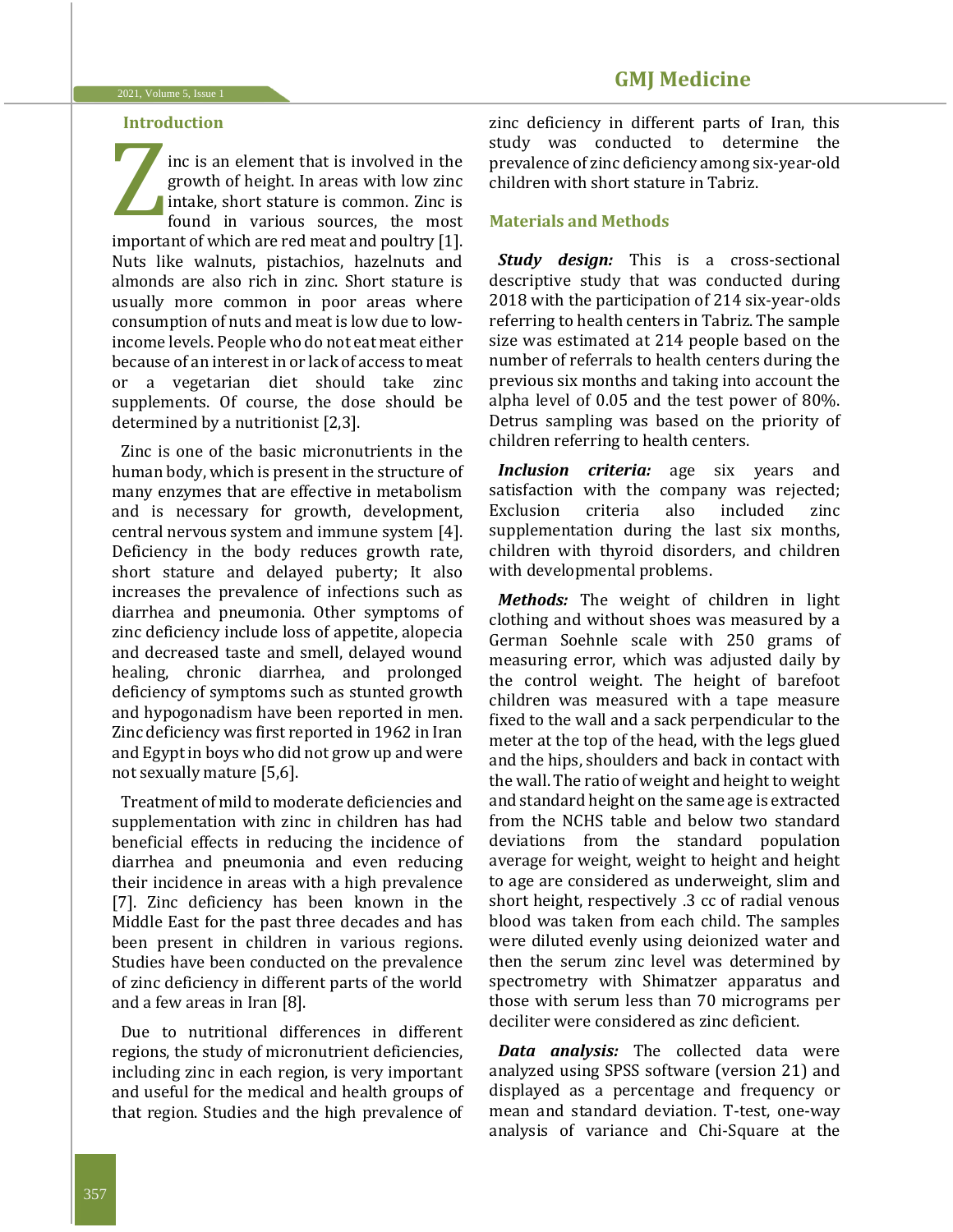## Introduction

Zinc is an element that is involved in the growth of height. In areas with low zinc intake, short stature is common. Zinc is found in various sources, the most important of which are red meat and poultry [1]. Nuts like walnuts, pistachios, hazelnuts and almonds are also rich in zinc. Short stature is usually more common in poor areas where consumption of nuts and meat is low due to low-income levels. People who do not eat meat either because of an interest in or lack of access to meat or a vegetarian diet should take zinc supplements. Of course, the dose should be determined by a nutritionist [2,3].

Zinc is one of the basic micronutrients in the human body, which is present in the structure of many enzymes that are effective in metabolism and is necessary for growth, development, central nervous system and immune system [4]. Deficiency in the body reduces growth rate, short stature and delayed puberty; It also increases the prevalence of infections such as diarrhea and pneumonia. Other symptoms of zinc deficiency include loss of appetite, alopecia and decreased taste and smell, delayed wound healing, chronic diarrhea, and prolonged deficiency of symptoms such as stunted growth and hypogonadism have been reported in men. Zinc deficiency was first reported in 1962 in Iran and Egypt in boys who did not grow up and were not sexually mature [5,6].

Treatment of mild to moderate deficiencies and supplementation with zinc in children has had beneficial effects in reducing the incidence of diarrhea and pneumonia and even reducing their incidence in areas with a high prevalence [7]. Zinc deficiency has been known in the Middle East for the past three decades and has been present in children in various regions. Studies have been conducted on the prevalence of zinc deficiency in different parts of the world and a few areas in Iran [8].

Due to nutritional differences in different regions, the study of micronutrient deficiencies, including zinc in each region, is very important and useful for the medical and health groups of that region. Studies and the high prevalence of zinc deficiency in different parts of Iran, this study was conducted to determine the prevalence of zinc deficiency among six-year-old children with short stature in Tabriz.

## Materials and Methods

***Study design:*** This is a cross-sectional descriptive study that was conducted during 2018 with the participation of 214 six-year-olds referring to health centers in Tabriz. The sample size was estimated at 214 people based on the number of referrals to health centers during the previous six months and taking into account the alpha level of 0.05 and the test power of 80%. Detrus sampling was based on the priority of children referring to health centers.

***Inclusion criteria:*** age six years and satisfaction with the company was rejected; Exclusion criteria also included zinc supplementation during the last six months, children with thyroid disorders, and children with developmental problems.

***Methods:*** The weight of children in light clothing and without shoes was measured by a German Soehnle scale with 250 grams of measuring error, which was adjusted daily by the control weight. The height of barefoot children was measured with a tape measure fixed to the wall and a sack perpendicular to the meter at the top of the head, with the legs glued and the hips, shoulders and back in contact with the wall. The ratio of weight and height to weight and standard height on the same age is extracted from the NCHS table and below two standard deviations from the standard population average for weight, weight to height and height to age are considered as underweight, slim and short height, respectively .3 cc of radial venous blood was taken from each child. The samples were diluted evenly using deionized water and then the serum zinc level was determined by spectrometry with Shimatzer apparatus and those with serum less than 70 micrograms per deciliter were considered as zinc deficient.

***Data analysis:*** The collected data were analyzed using SPSS software (version 21) and displayed as a percentage and frequency or mean and standard deviation. T-test, one-way analysis of variance and Chi-Square at the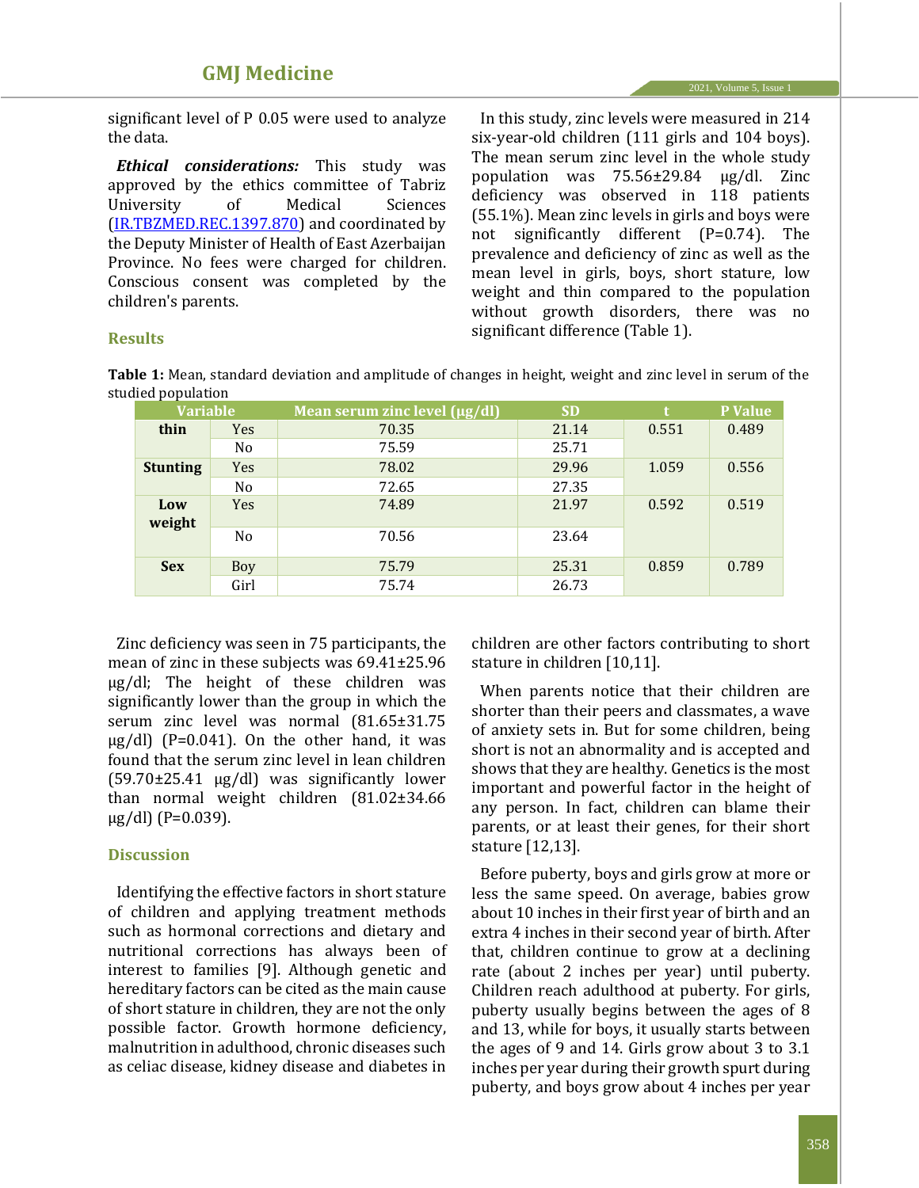significant level of P 0.05 were used to analyze the data.

***Ethical considerations:*** This study was approved by the ethics committee of Tabriz University of Medical Sciences (IR.TBZMED.REC.1397.870) and coordinated by the Deputy Minister of Health of East Azerbaijan Province. No fees were charged for children. Conscious consent was completed by the children's parents.

## Results

In this study, zinc levels were measured in 214 six-year-old children (111 girls and 104 boys). The mean serum zinc level in the whole study population was 75.56±29.84 µg/dl. Zinc deficiency was observed in 118 patients (55.1%). Mean zinc levels in girls and boys were not significantly different (P=0.74). The prevalence and deficiency of zinc as well as the mean level in girls, boys, short stature, low weight and thin compared to the population without growth disorders, there was no significant difference (Table 1).

**Table 1:** Mean, standard deviation and amplitude of changes in height, weight and zinc level in serum of the studied population

| Variable | | Mean serum zinc level (µg/dl) | SD | t | P Value |
|---|---|---|---|---|---|
| **thin** | Yes | 70.35 | 21.14 | 0.551 | 0.489 |
| | No | 75.59 | 25.71 | | |
| **Stunting** | Yes | 78.02 | 29.96 | 1.059 | 0.556 |
| | No | 72.65 | 27.35 | | |
| **Low weight** | Yes | 74.89 | 21.97 | 0.592 | 0.519 |
| | No | 70.56 | 23.64 | | |
| **Sex** | Boy | 75.79 | 25.31 | 0.859 | 0.789 |
| | Girl | 75.74 | 26.73 | | |

Zinc deficiency was seen in 75 participants, the mean of zinc in these subjects was 69.41±25.96 µg/dl; The height of these children was significantly lower than the group in which the serum zinc level was normal (81.65±31.75 µg/dl) (P=0.041). On the other hand, it was found that the serum zinc level in lean children (59.70±25.41 µg/dl) was significantly lower than normal weight children (81.02±34.66 µg/dl) (P=0.039).

## Discussion

Identifying the effective factors in short stature of children and applying treatment methods such as hormonal corrections and dietary and nutritional corrections has always been of interest to families [9]. Although genetic and hereditary factors can be cited as the main cause of short stature in children, they are not the only possible factor. Growth hormone deficiency, malnutrition in adulthood, chronic diseases such as celiac disease, kidney disease and diabetes in children are other factors contributing to short stature in children [10,11].

When parents notice that their children are shorter than their peers and classmates, a wave of anxiety sets in. But for some children, being short is not an abnormality and is accepted and shows that they are healthy. Genetics is the most important and powerful factor in the height of any person. In fact, children can blame their parents, or at least their genes, for their short stature [12,13].

Before puberty, boys and girls grow at more or less the same speed. On average, babies grow about 10 inches in their first year of birth and an extra 4 inches in their second year of birth. After that, children continue to grow at a declining rate (about 2 inches per year) until puberty. Children reach adulthood at puberty. For girls, puberty usually begins between the ages of 8 and 13, while for boys, it usually starts between the ages of 9 and 14. Girls grow about 3 to 3.1 inches per year during their growth spurt during puberty, and boys grow about 4 inches per year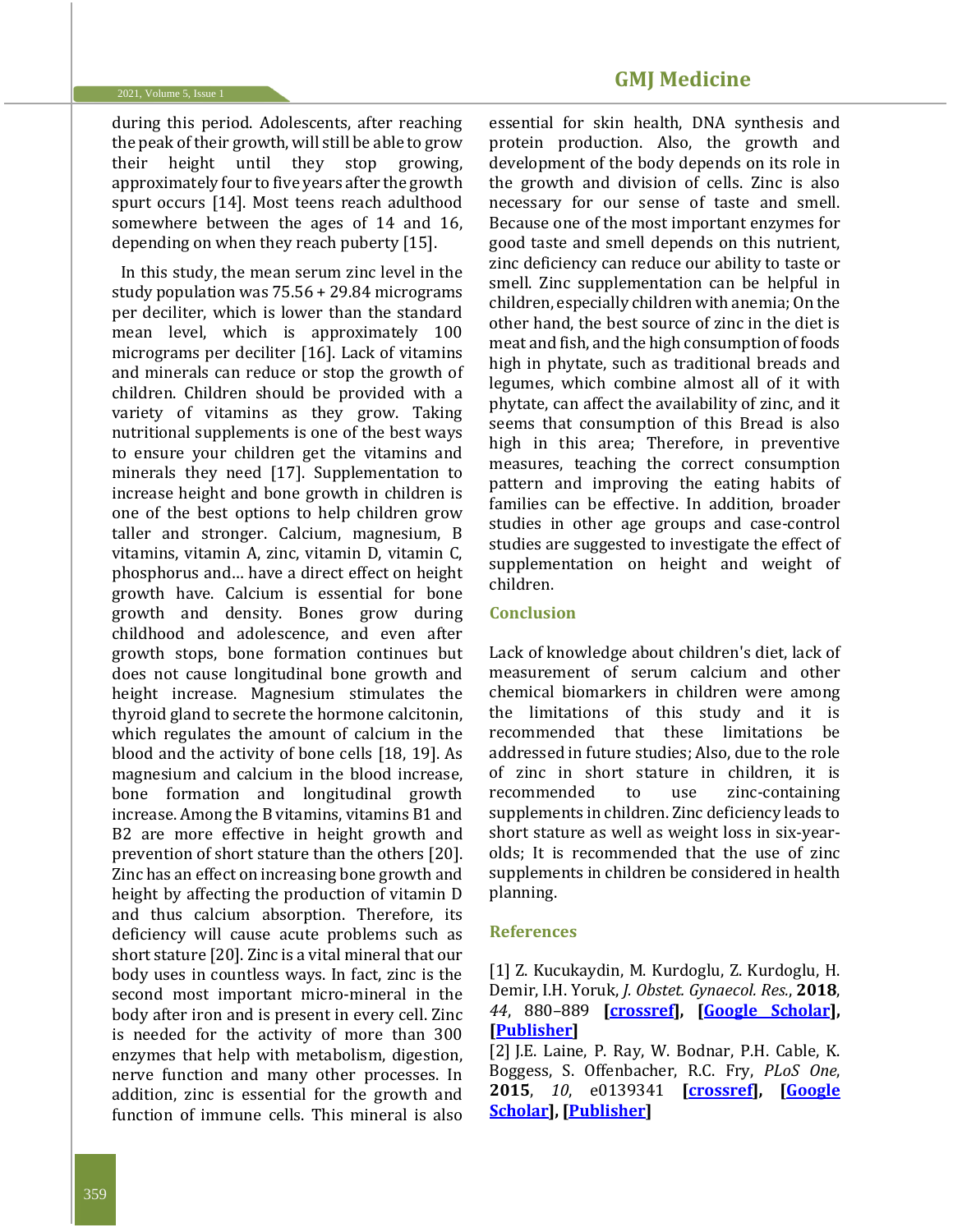during this period. Adolescents, after reaching the peak of their growth, will still be able to grow their height until they stop growing, approximately four to five years after the growth spurt occurs [14]. Most teens reach adulthood somewhere between the ages of 14 and 16, depending on when they reach puberty [15].

In this study, the mean serum zinc level in the study population was 75.56 + 29.84 micrograms per deciliter, which is lower than the standard mean level, which is approximately 100 micrograms per deciliter [16]. Lack of vitamins and minerals can reduce or stop the growth of children. Children should be provided with a variety of vitamins as they grow. Taking nutritional supplements is one of the best ways to ensure your children get the vitamins and minerals they need [17]. Supplementation to increase height and bone growth in children is one of the best options to help children grow taller and stronger. Calcium, magnesium, B vitamins, vitamin A, zinc, vitamin D, vitamin C, phosphorus and... have a direct effect on height growth have. Calcium is essential for bone growth and density. Bones grow during childhood and adolescence, and even after growth stops, bone formation continues but does not cause longitudinal bone growth and height increase. Magnesium stimulates the thyroid gland to secrete the hormone calcitonin, which regulates the amount of calcium in the blood and the activity of bone cells [18, 19]. As magnesium and calcium in the blood increase, bone formation and longitudinal growth increase. Among the B vitamins, vitamins B1 and B2 are more effective in height growth and prevention of short stature than the others [20]. Zinc has an effect on increasing bone growth and height by affecting the production of vitamin D and thus calcium absorption. Therefore, its deficiency will cause acute problems such as short stature [20]. Zinc is a vital mineral that our body uses in countless ways. In fact, zinc is the second most important micro-mineral in the body after iron and is present in every cell. Zinc is needed for the activity of more than 300 enzymes that help with metabolism, digestion, nerve function and many other processes. In addition, zinc is essential for the growth and function of immune cells. This mineral is also essential for skin health, DNA synthesis and protein production. Also, the growth and development of the body depends on its role in the growth and division of cells. Zinc is also necessary for our sense of taste and smell. Because one of the most important enzymes for good taste and smell depends on this nutrient, zinc deficiency can reduce our ability to taste or smell. Zinc supplementation can be helpful in children, especially children with anemia; On the other hand, the best source of zinc in the diet is meat and fish, and the high consumption of foods high in phytate, such as traditional breads and legumes, which combine almost all of it with phytate, can affect the availability of zinc, and it seems that consumption of this Bread is also high in this area; Therefore, in preventive measures, teaching the correct consumption pattern and improving the eating habits of families can be effective. In addition, broader studies in other age groups and case-control studies are suggested to investigate the effect of supplementation on height and weight of children.

## Conclusion

Lack of knowledge about children's diet, lack of measurement of serum calcium and other chemical biomarkers in children were among the limitations of this study and it is recommended that these limitations be addressed in future studies; Also, due to the role of zinc in short stature in children, it is recommended to use zinc-containing supplements in children. Zinc deficiency leads to short stature as well as weight loss in six-year-olds; It is recommended that the use of zinc supplements in children be considered in health planning.

## References

[1] Z. Kucukaydin, M. Kurdoglu, Z. Kurdoglu, H. Demir, I.H. Yoruk, *J. Obstet. Gynaecol. Res.*, **2018**, *44*, 880–889 **[crossref]**, **[Google Scholar]**, **[Publisher]**

[2] J.E. Laine, P. Ray, W. Bodnar, P.H. Cable, K. Boggess, S. Offenbacher, R.C. Fry, *PLoS One*, **2015**, *10*, e0139341 **[crossref]**, **[Google Scholar]**, **[Publisher]**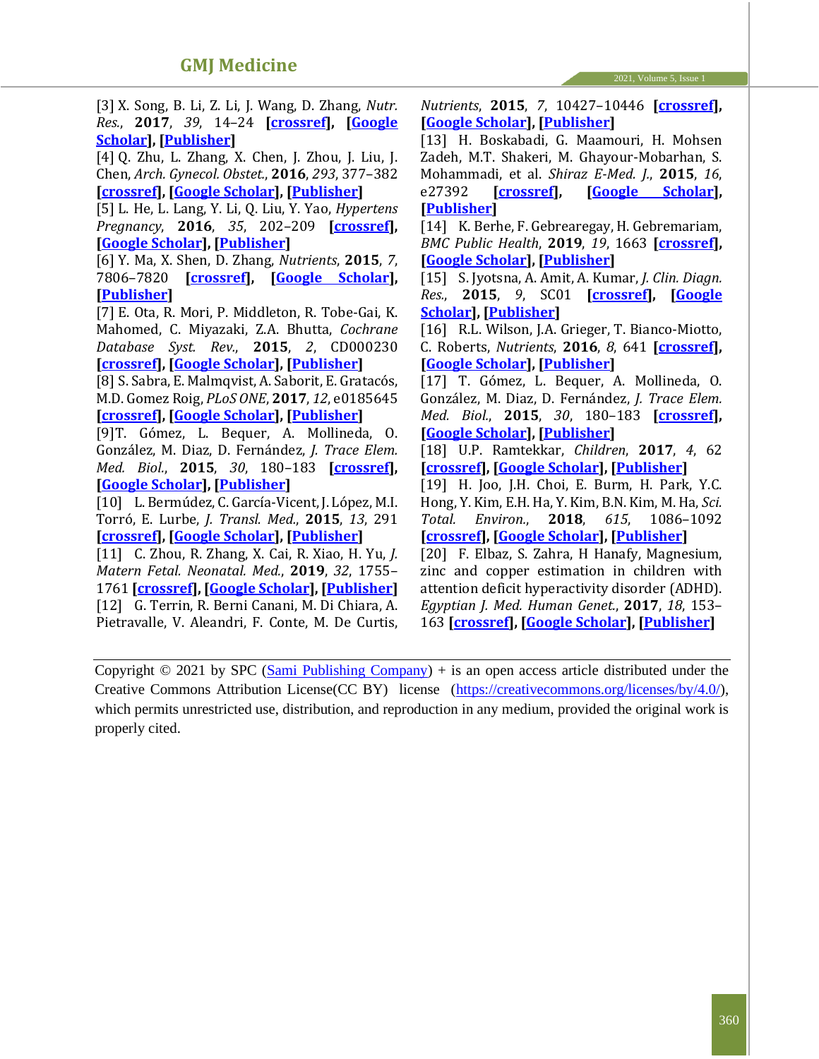[3] X. Song, B. Li, Z. Li, J. Wang, D. Zhang, *Nutr. Res.*, **2017**, *39*, 14–24 **[crossref]**, **[Google Scholar]**, **[Publisher]**

[4] Q. Zhu, L. Zhang, X. Chen, J. Zhou, J. Liu, J. Chen, *Arch. Gynecol. Obstet.*, **2016**, *293*, 377–382 **[crossref]**, **[Google Scholar]**, **[Publisher]**

[5] L. He, L. Lang, Y. Li, Q. Liu, Y. Yao, *Hypertens Pregnancy*, **2016**, *35*, 202–209 **[crossref]**, **[Google Scholar]**, **[Publisher]**

[6] Y. Ma, X. Shen, D. Zhang, *Nutrients*, **2015**, *7*, 7806–7820 **[crossref]**, **[Google Scholar]**, **[Publisher]**

[7] E. Ota, R. Mori, P. Middleton, R. Tobe-Gai, K. Mahomed, C. Miyazaki, Z.A. Bhutta, *Cochrane Database Syst. Rev.*, **2015**, *2*, CD000230 **[crossref]**, **[Google Scholar]**, **[Publisher]**

[8] S. Sabra, E. Malmqvist, A. Saborit, E. Gratacós, M.D. Gomez Roig, *PLoS ONE*, **2017**, *12*, e0185645 **[crossref]**, **[Google Scholar]**, **[Publisher]**

[9] T. Gómez, L. Bequer, A. Mollineda, O. González, M. Diaz, D. Fernández, *J. Trace Elem. Med. Biol.*, **2015**, *30*, 180–183 **[crossref]**, **[Google Scholar]**, **[Publisher]**

[10] L. Bermúdez, C. García-Vicent, J. López, M.I. Torró, E. Lurbe, *J. Transl. Med.*, **2015**, *13*, 291 **[crossref]**, **[Google Scholar]**, **[Publisher]**

[11] C. Zhou, R. Zhang, X. Cai, R. Xiao, H. Yu, *J. Matern Fetal. Neonatal. Med.*, **2019**, *32*, 1755–1761 **[crossref]**, **[Google Scholar]**, **[Publisher]**

[12] G. Terrin, R. Berni Canani, M. Di Chiara, A. Pietravalle, V. Aleandri, F. Conte, M. De Curtis, *Nutrients*, **2015**, *7*, 10427–10446 **[crossref]**, **[Google Scholar]**, **[Publisher]**

[13] H. Boskabadi, G. Maamouri, H. Mohsen Zadeh, M.T. Shakeri, M. Ghayour-Mobarhan, S. Mohammadi, et al. *Shiraz E-Med. J.*, **2015**, *16*, e27392 **[crossref]**, **[Google Scholar]**, **[Publisher]**

[14] K. Berhe, F. Gebrearegay, H. Gebremariam, *BMC Public Health*, **2019**, *19*, 1663 **[crossref]**, **[Google Scholar]**, **[Publisher]**

[15] S. Jyotsna, A. Amit, A. Kumar, *J. Clin. Diagn. Res.*, **2015**, *9*, SC01 **[crossref]**, **[Google Scholar]**, **[Publisher]**

[16] R.L. Wilson, J.A. Grieger, T. Bianco-Miotto, C. Roberts, *Nutrients*, **2016**, *8*, 641 **[crossref]**, **[Google Scholar]**, **[Publisher]**

[17] T. Gómez, L. Bequer, A. Mollineda, O. González, M. Diaz, D. Fernández, *J. Trace Elem. Med. Biol.*, **2015**, *30*, 180–183 **[crossref]**, **[Google Scholar]**, **[Publisher]**

[18] U.P. Ramtekkar, *Children*, **2017**, *4*, 62 **[crossref]**, **[Google Scholar]**, **[Publisher]**

[19] H. Joo, J.H. Choi, E. Burm, H. Park, Y.C. Hong, Y. Kim, E.H. Ha, Y. Kim, B.N. Kim, M. Ha, *Sci. Total. Environ.*, **2018**, *615*, 1086–1092 **[crossref]**, **[Google Scholar]**, **[Publisher]**

[20] F. Elbaz, S. Zahra, H Hanafy, Magnesium, zinc and copper estimation in children with attention deficit hyperactivity disorder (ADHD). *Egyptian J. Med. Human Genet.*, **2017**, *18*, 153–163 **[crossref]**, **[Google Scholar]**, **[Publisher]**

---

Copyright © 2021 by SPC (Sami Publishing Company) + is an open access article distributed under the Creative Commons Attribution License(CC BY) license (https://creativecommons.org/licenses/by/4.0/), which permits unrestricted use, distribution, and reproduction in any medium, provided the original work is properly cited.